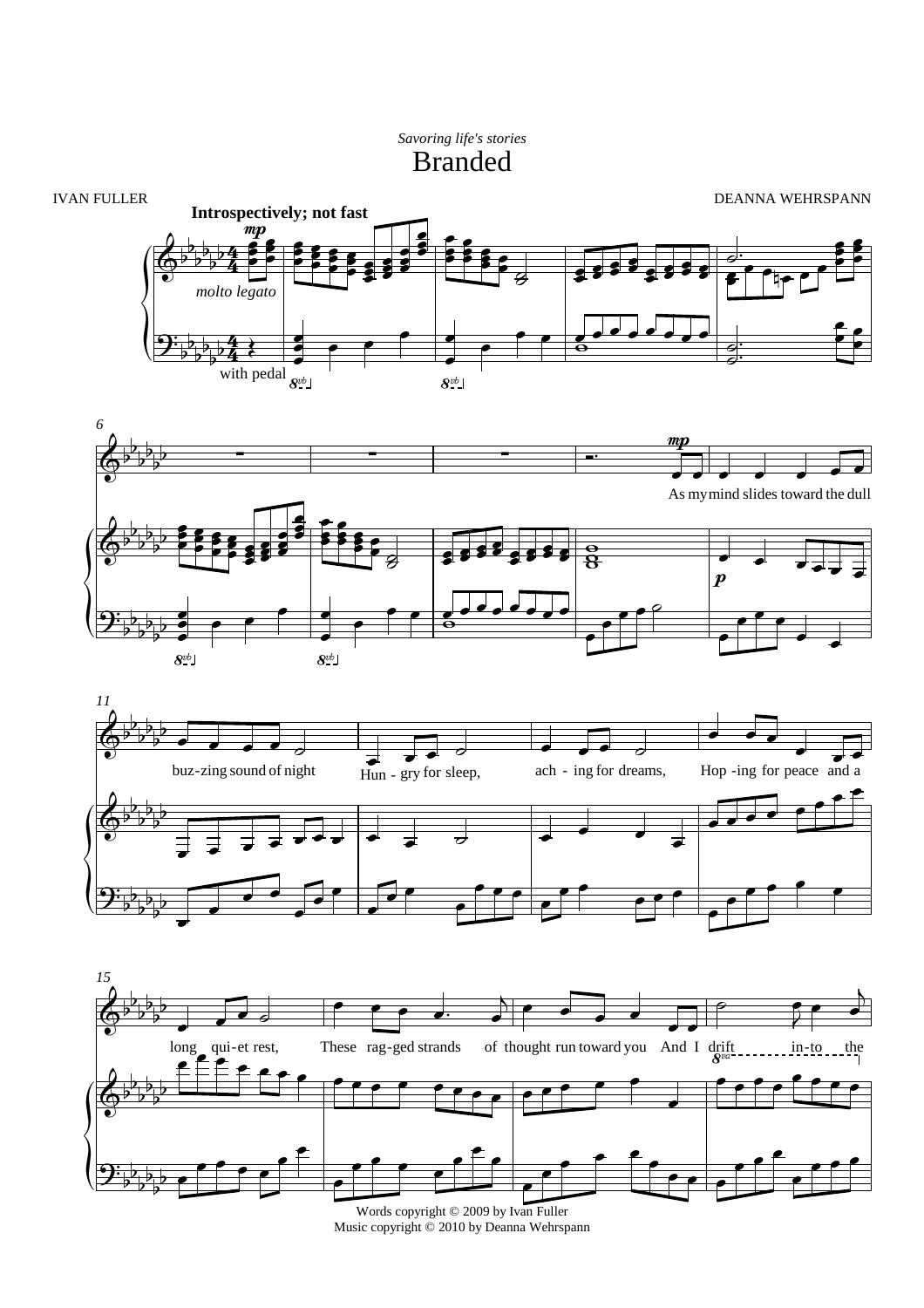*Savoring life's stories*

# Branded

IVAN FULLER

DEANNA WEHRSPANN

**Introspectively; not fast**

*mp*

*molto legato*

with pedal

As my mind slides toward the dull buz-zing sound of night Hun - gry for sleep, ach - ing for dreams, Hop - ing for peace and a long qui-et rest, These rag-ged strands of thought run toward you And I drift in-to the

Words copyright © 2009 by Ivan Fuller
Music copyright © 2010 by Deanna Wehrspann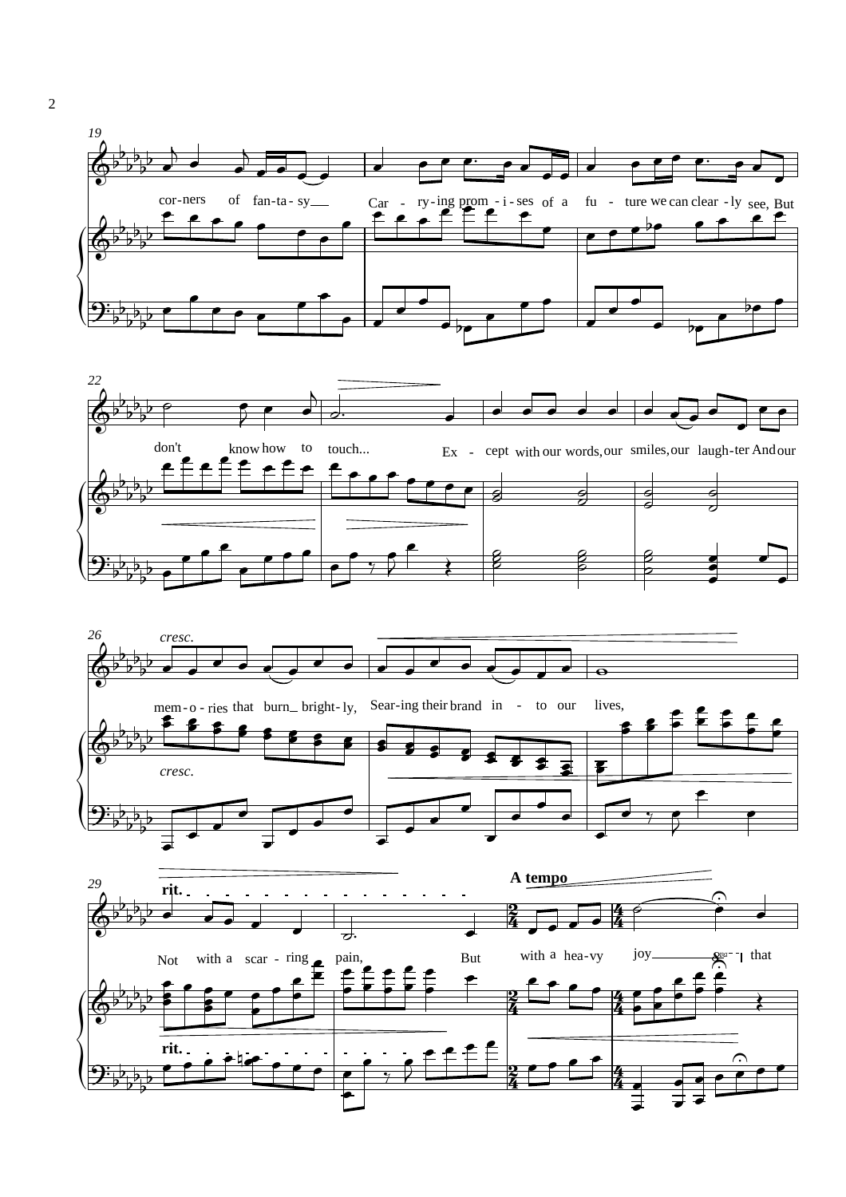19

cor-ners of fan-ta-sy___ Car - ry-ing prom - i - ses of a fu - ture we can clear - ly see, But

22

don't know how to touch... Ex - cept with our words, our smiles, our laugh-ter And our

26

*cresc.*

mem - o - ries that burn_ bright - ly, Sear-ing their brand in - to our lives,

*cresc.*

29

**rit.**

**A tempo**

Not with a scar - ring pain, But with a hea-vy joy_______ that

**rit.**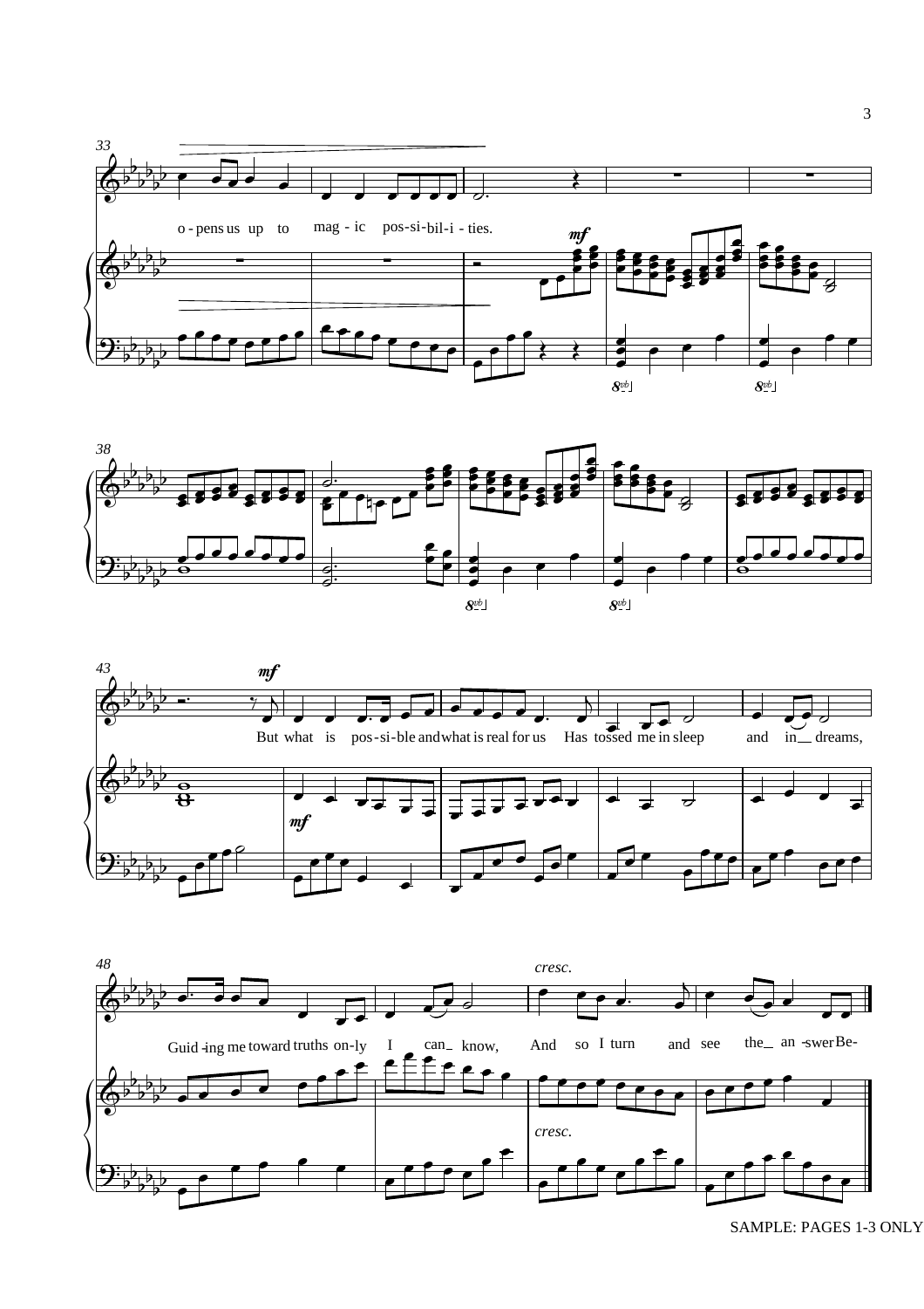o - pens us up to mag - ic pos-si-bil-i - ties.

But what is pos-si-ble and what is real for us Has tossed me in sleep and in_ dreams,

Guid -ing me toward truths on-ly I can_ know, And so I turn and see the_ an -swer Be-

SAMPLE: PAGES 1-3 ONLY